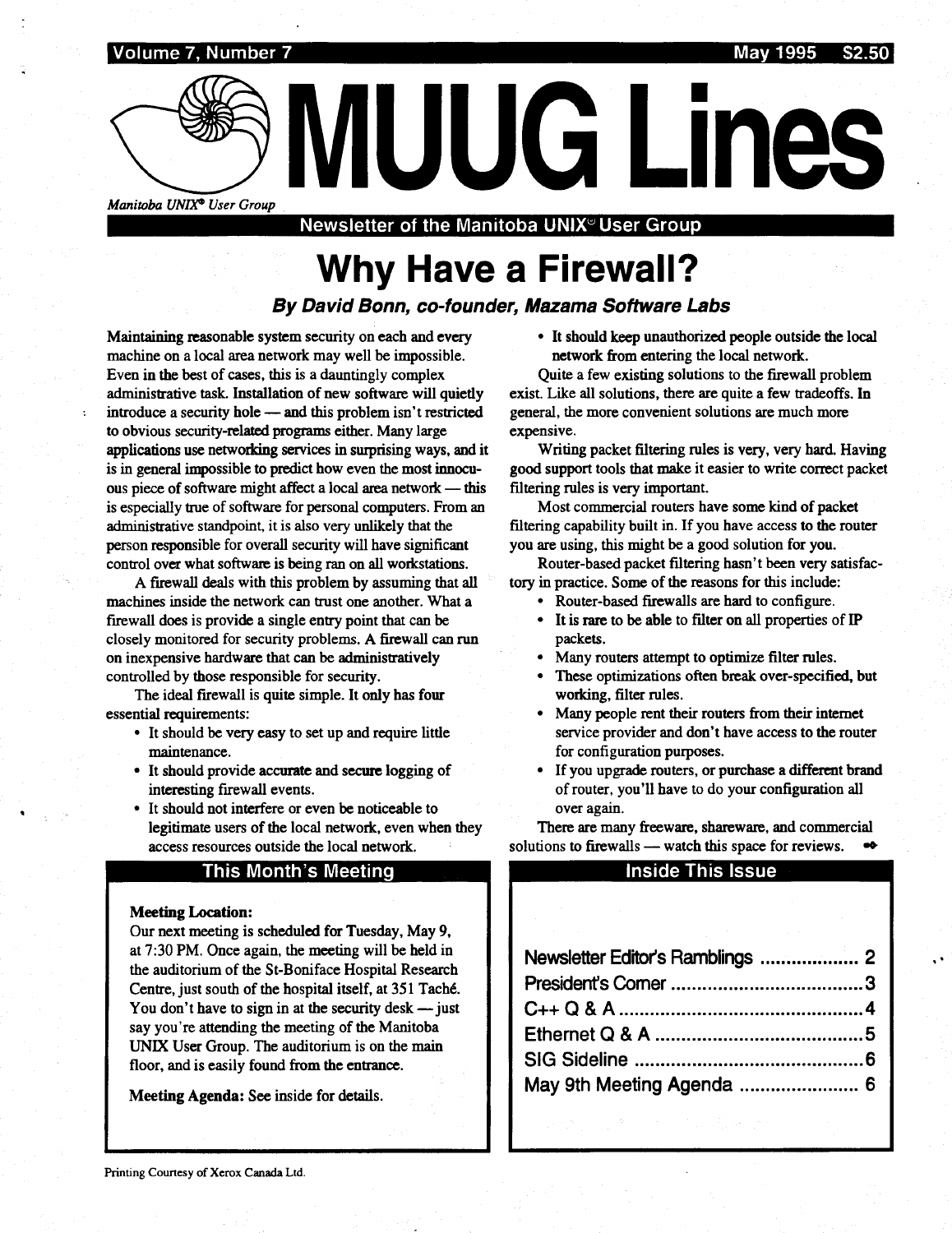Volume 7, Number 7 — May 1995 — $2.50

# MUUG Lines

*Manitoba UNIX® User Group*

**Newsletter of the Manitoba UNIX® User Group**

# Why Have a Firewall?

***By David Bonn, co-founder, Mazama Software Labs***

Maintaining reasonable system security on each and every machine on a local area network may well be impossible. Even in the best of cases, this is a dauntingly complex administrative task. Installation of new software will quietly introduce a security hole — and this problem isn't restricted to obvious security-related programs either. Many large applications use networking services in surprising ways, and it is in general impossible to predict how even the most innocuous piece of software might affect a local area network — this is especially true of software for personal computers. From an administrative standpoint, it is also very unlikely that the person responsible for overall security will have significant control over what software is being ran on all workstations.

A firewall deals with this problem by assuming that all machines inside the network can trust one another. What a firewall does is provide a single entry point that can be closely monitored for security problems. A firewall can run on inexpensive hardware that can be administratively controlled by those responsible for security.

The ideal firewall is quite simple. It only has four essential requirements:

- It should be very easy to set up and require little maintenance.
- It should provide accurate and secure logging of interesting firewall events.
- It should not interfere or even be noticeable to legitimate users of the local network, even when they access resources outside the local network.
- It should keep unauthorized people outside the local network from entering the local network.

Quite a few existing solutions to the firewall problem exist. Like all solutions, there are quite a few tradeoffs. In general, the more convenient solutions are much more expensive.

Writing packet filtering rules is very, very hard. Having good support tools that make it easier to write correct packet filtering rules is very important.

Most commercial routers have some kind of packet filtering capability built in. If you have access to the router you are using, this might be a good solution for you.

Router-based packet filtering hasn't been very satisfactory in practice. Some of the reasons for this include:

- Router-based firewalls are hard to configure.
- It is rare to be able to filter on all properties of IP packets.
- Many routers attempt to optimize filter rules.
- These optimizations often break over-specified, but working, filter rules.
- Many people rent their routers from their internet service provider and don't have access to the router for configuration purposes.
- If you upgrade routers, or purchase a different brand of router, you'll have to do your configuration all over again.

There are many freeware, shareware, and commercial solutions to firewalls — watch this space for reviews.

## This Month's Meeting

**Meeting Location:**
Our next meeting is scheduled for Tuesday, May 9, at 7:30 PM. Once again, the meeting will be held in the auditorium of the St-Boniface Hospital Research Centre, just south of the hospital itself, at 351 Taché. You don't have to sign in at the security desk — just say you're attending the meeting of the Manitoba UNIX User Group. The auditorium is on the main floor, and is easily found from the entrance.

**Meeting Agenda:** See inside for details.

## Inside This Issue

| | |
|---|---|
| Newsletter Editor's Ramblings | 2 |
| President's Corner | 3 |
| C++ Q & A | 4 |
| Ethernet Q & A | 5 |
| SIG Sideline | 6 |
| May 9th Meeting Agenda | 6 |

Printing Courtesy of Xerox Canada Ltd.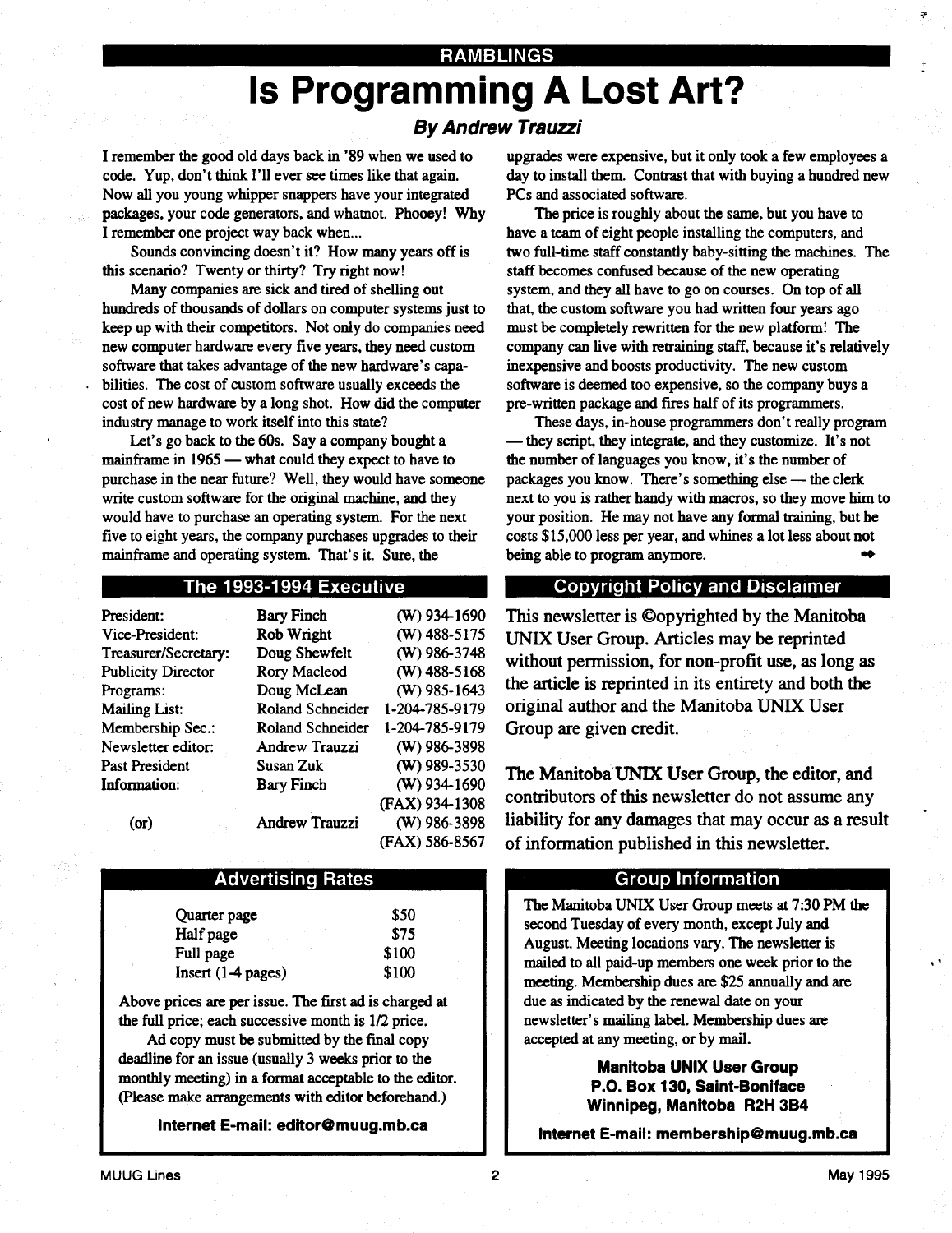RAMBLINGS

# Is Programming A Lost Art?

### *By Andrew Trauzzi*

I remember the good old days back in '89 when we used to code. Yup, don't think I'll ever see times like that again. Now all you young whipper snappers have your integrated packages, your code generators, and whatnot. Phooey! Why I remember one project way back when...

Sounds convincing doesn't it? How many years off is this scenario? Twenty or thirty? Try right now!

Many companies are sick and tired of shelling out hundreds of thousands of dollars on computer systems just to keep up with their competitors. Not only do companies need new computer hardware every five years, they need custom software that takes advantage of the new hardware's capabilities. The cost of custom software usually exceeds the cost of new hardware by a long shot. How did the computer industry manage to work itself into this state?

Let's go back to the 60s. Say a company bought a mainframe in 1965 — what could they expect to have to purchase in the near future? Well, they would have someone write custom software for the original machine, and they would have to purchase an operating system. For the next five to eight years, the company purchases upgrades to their mainframe and operating system. That's it. Sure, the upgrades were expensive, but it only took a few employees a day to install them. Contrast that with buying a hundred new PCs and associated software.

The price is roughly about the same, but you have to have a team of eight people installing the computers, and two full-time staff constantly baby-sitting the machines. The staff becomes confused because of the new operating system, and they all have to go on courses. On top of all that, the custom software you had written four years ago must be completely rewritten for the new platform! The company can live with retraining staff, because it's relatively inexpensive and boosts productivity. The new custom software is deemed too expensive, so the company buys a pre-written package and fires half of its programmers.

These days, in-house programmers don't really program — they script, they integrate, and they customize. It's not the number of languages you know, it's the number of packages you know. There's something else — the clerk next to you is rather handy with macros, so they move him to your position. He may not have any formal training, but he costs $15,000 less per year, and whines a lot less about not being able to program anymore. ➡

## The 1993-1994 Executive

| | | |
|---|---|---|
| President: | Bary Finch | (W) 934-1690 |
| Vice-President: | Rob Wright | (W) 488-5175 |
| Treasurer/Secretary: | Doug Shewfelt | (W) 986-3748 |
| Publicity Director | Rory Macleod | (W) 488-5168 |
| Programs: | Doug McLean | (W) 985-1643 |
| Mailing List: | Roland Schneider | 1-204-785-9179 |
| Membership Sec.: | Roland Schneider | 1-204-785-9179 |
| Newsletter editor: | Andrew Trauzzi | (W) 986-3898 |
| Past President | Susan Zuk | (W) 989-3530 |
| Information: | Bary Finch | (W) 934-1690 |
| | | (FAX) 934-1308 |
| (or) | Andrew Trauzzi | (W) 986-3898 |
| | | (FAX) 586-8567 |

## Copyright Policy and Disclaimer

This newsletter is ©opyrighted by the Manitoba UNIX User Group. Articles may be reprinted without permission, for non-profit use, as long as the article is reprinted in its entirety and both the original author and the Manitoba UNIX User Group are given credit.

The Manitoba UNIX User Group, the editor, and contributors of this newsletter do not assume any liability for any damages that may occur as a result of information published in this newsletter.

## Advertising Rates

| | |
|---|---|
| Quarter page | $50 |
| Half page | $75 |
| Full page | $100 |
| Insert (1-4 pages) | $100 |

Above prices are per issue. The first ad is charged at the full price; each successive month is 1/2 price.

Ad copy must be submitted by the final copy deadline for an issue (usually 3 weeks prior to the monthly meeting) in a format acceptable to the editor. (Please make arrangements with editor beforehand.)

**Internet E-mail: editor@muug.mb.ca**

## Group Information

The Manitoba UNIX User Group meets at 7:30 PM the second Tuesday of every month, except July and August. Meeting locations vary. The newsletter is mailed to all paid-up members one week prior to the meeting. Membership dues are $25 annually and are due as indicated by the renewal date on your newsletter's mailing label. Membership dues are accepted at any meeting, or by mail.

**Manitoba UNIX User Group**
**P.O. Box 130, Saint-Boniface**
**Winnipeg, Manitoba R2H 3B4**

**Internet E-mail: membership@muug.mb.ca**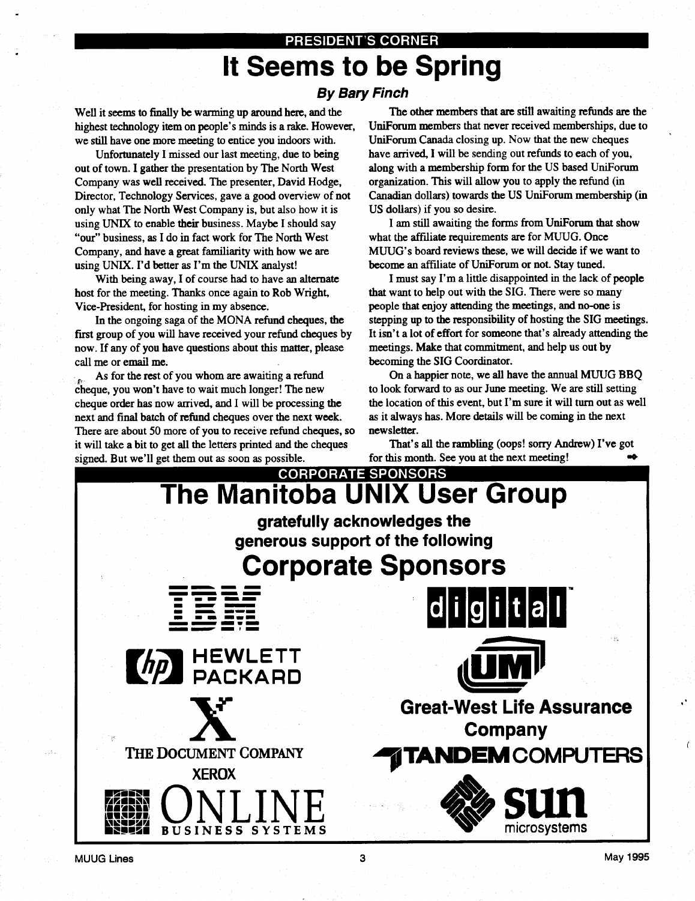PRESIDENT'S CORNER

# It Seems to be Spring

***By Bary Finch***

Well it seems to finally be warming up around here, and the highest technology item on people's minds is a rake. However, we still have one more meeting to entice you indoors with.

Unfortunately I missed our last meeting, due to being out of town. I gather the presentation by The North West Company was well received. The presenter, David Hodge, Director, Technology Services, gave a good overview of not only what The North West Company is, but also how it is using UNIX to enable their business. Maybe I should say "our" business, as I do in fact work for The North West Company, and have a great familiarity with how we are using UNIX. I'd better as I'm the UNIX analyst!

With being away, I of course had to have an alternate host for the meeting. Thanks once again to Rob Wright, Vice-President, for hosting in my absence.

In the ongoing saga of the MONA refund cheques, the first group of you will have received your refund cheques by now. If any of you have questions about this matter, please call me or email me.

As for the rest of you whom are awaiting a refund cheque, you won't have to wait much longer! The new cheque order has now arrived, and I will be processing the next and final batch of refund cheques over the next week. There are about 50 more of you to receive refund cheques, so it will take a bit to get all the letters printed and the cheques signed. But we'll get them out as soon as possible.

The other members that are still awaiting refunds are the UniForum members that never received memberships, due to UniForum Canada closing up. Now that the new cheques have arrived, I will be sending out refunds to each of you, along with a membership form for the US based UniForum organization. This will allow you to apply the refund (in Canadian dollars) towards the US UniForum membership (in US dollars) if you so desire.

I am still awaiting the forms from UniForum that show what the affiliate requirements are for MUUG. Once MUUG's board reviews these, we will decide if we want to become an affiliate of UniForum or not. Stay tuned.

I must say I'm a little disappointed in the lack of people that want to help out with the SIG. There were so many people that enjoy attending the meetings, and no-one is stepping up to the responsibility of hosting the SIG meetings. It isn't a lot of effort for someone that's already attending the meetings. Make that commitment, and help us out by becoming the SIG Coordinator.

On a happier note, we all have the annual MUUG BBQ to look forward to as our June meeting. We are still setting the location of this event, but I'm sure it will turn out as well as it always has. More details will be coming in the next newsletter.

That's all the rambling (oops! sorry Andrew) I've got for this month. See you at the next meeting!

CORPORATE SPONSORS

# The Manitoba UNIX User Group

**gratefully acknowledges the generous support of the following**

# Corporate Sponsors

IBM

digital

HEWLETT PACKARD

UM

THE DOCUMENT COMPANY XEROX

Great-West Life Assurance Company

TANDEM COMPUTERS

ONLINE BUSINESS SYSTEMS

sun microsystems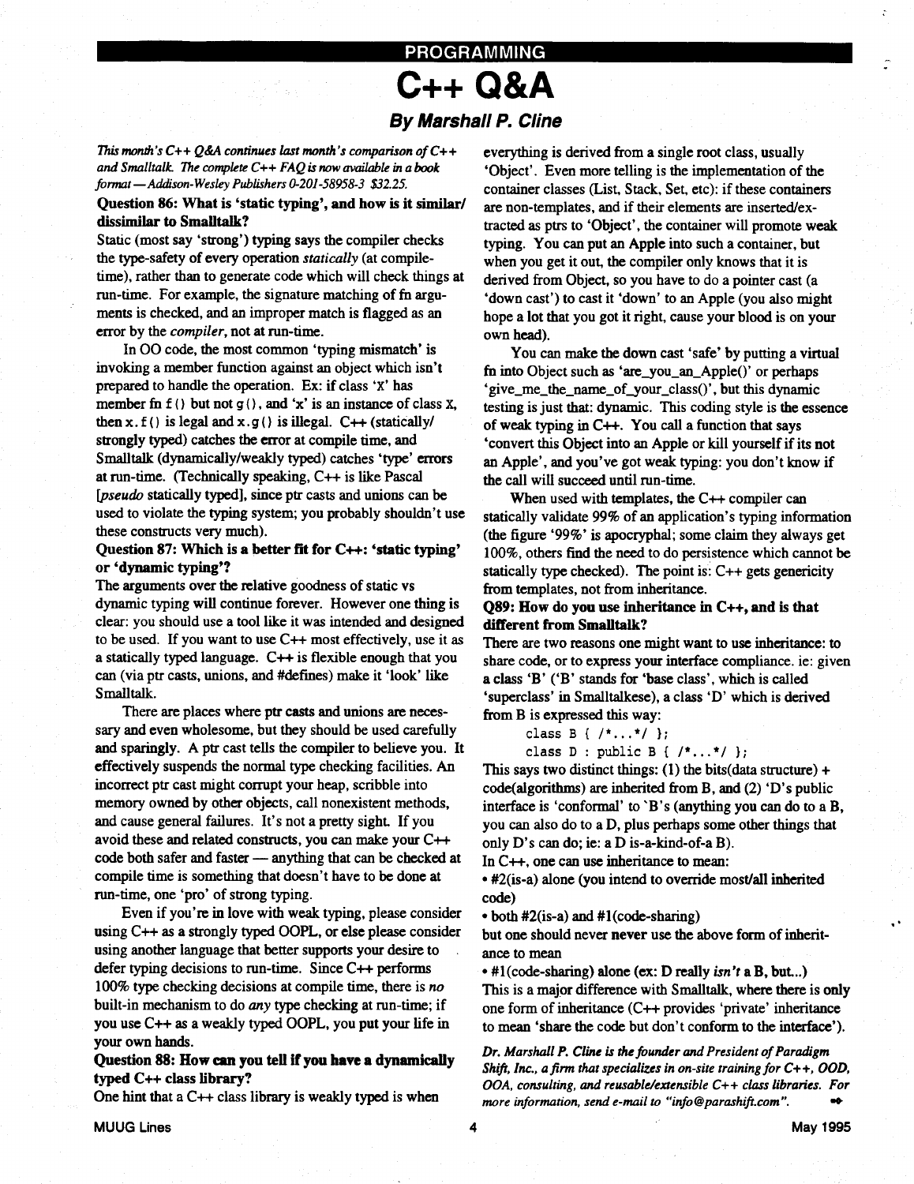## PROGRAMMING

# C++ Q&A

### By Marshall P. Cline

*This month's C++ Q&A continues last month's comparison of C++ and Smalltalk. The complete C++ FAQ is now available in a book format — Addison-Wesley Publishers 0-201-58958-3 $32.25.*

**Question 86: What is 'static typing', and how is it similar/dissimilar to Smalltalk?**

Static (most say 'strong') typing says the compiler checks the type-safety of every operation *statically* (at compile-time), rather than to generate code which will check things at run-time. For example, the signature matching of fn arguments is checked, and an improper match is flagged as an error by the *compiler*, not at run-time.

In OO code, the most common 'typing mismatch' is invoking a member function against an object which isn't prepared to handle the operation. Ex: if class 'X' has member fn `f()` but not `g()`, and 'x' is an instance of class `X`, then `x.f()` is legal and `x.g()` is illegal. C++ (statically/strongly typed) catches the error at compile time, and Smalltalk (dynamically/weakly typed) catches 'type' errors at run-time. (Technically speaking, C++ is like Pascal [*pseudo* statically typed], since ptr casts and unions can be used to violate the typing system; you probably shouldn't use these constructs very much).

**Question 87: Which is a better fit for C++: 'static typing' or 'dynamic typing'?**

The arguments over the relative goodness of static vs dynamic typing will continue forever. However one thing is clear: you should use a tool like it was intended and designed to be used. If you want to use C++ most effectively, use it as a statically typed language. C++ is flexible enough that you can (via ptr casts, unions, and #defines) make it 'look' like Smalltalk.

There are places where ptr casts and unions are necessary and even wholesome, but they should be used carefully and sparingly. A ptr cast tells the compiler to believe you. It effectively suspends the normal type checking facilities. An incorrect ptr cast might corrupt your heap, scribble into memory owned by other objects, call nonexistent methods, and cause general failures. It's not a pretty sight. If you avoid these and related constructs, you can make your C++ code both safer and faster — anything that can be checked at compile time is something that doesn't have to be done at run-time, one 'pro' of strong typing.

Even if you're in love with weak typing, please consider using C++ as a strongly typed OOPL, or else please consider using another language that better supports your desire to defer typing decisions to run-time. Since C++ performs 100% type checking decisions at compile time, there is *no* built-in mechanism to do *any* type checking at run-time; if you use C++ as a weakly typed OOPL, you put your life in your own hands.

**Question 88: How can you tell if you have a dynamically typed C++ class library?**

One hint that a C++ class library is weakly typed is when everything is derived from a single root class, usually 'Object'. Even more telling is the implementation of the container classes (List, Stack, Set, etc): if these containers are non-templates, and if their elements are inserted/extracted as ptrs to 'Object', the container will promote weak typing. You can put an Apple into such a container, but when you get it out, the compiler only knows that it is derived from Object, so you have to do a pointer cast (a 'down cast') to cast it 'down' to an Apple (you also might hope a lot that you got it right, cause your blood is on your own head).

You can make the down cast 'safe' by putting a virtual fn into Object such as 'are_you_an_Apple()' or perhaps 'give_me_the_name_of_your_class()', but this dynamic testing is just that: dynamic. This coding style is the essence of weak typing in C++. You call a function that says 'convert this Object into an Apple or kill yourself if its not an Apple', and you've got weak typing: you don't know if the call will succeed until run-time.

When used with templates, the C++ compiler can statically validate 99% of an application's typing information (the figure '99%' is apocryphal; some claim they always get 100%, others find the need to do persistence which cannot be statically type checked). The point is: C++ gets genericity from templates, not from inheritance.

**Q89: How do you use inheritance in C++, and is that different from Smalltalk?**

There are two reasons one might want to use inheritance: to share code, or to express your interface compliance. ie: given a class 'B' ('B' stands for 'base class', which is called 'superclass' in Smalltalkese), a class 'D' which is derived from B is expressed this way:

```
class B { /*...*/ };
class D : public B { /*...*/ };
```

This says two distinct things: (1) the bits(data structure) + code(algorithms) are inherited from B, and (2) 'D's public interface is 'conformal' to 'B's (anything you can do to a B, you can also do to a D, plus perhaps some other things that only D's can do; ie: a D is-a-kind-of-a B).

In C++, one can use inheritance to mean:

- #2(is-a) alone (you intend to override most/all inherited code)
- both #2(is-a) and #1(code-sharing)

but one should never **never** use the above form of inheritance to mean

- #1(code-sharing) alone (ex: D really *isn't* a B, but...)

This is a major difference with Smalltalk, where there is only one form of inheritance (C++ provides 'private' inheritance to mean 'share the code but don't conform to the interface').

*Dr. Marshall P. Cline is the founder and President of Paradigm Shift, Inc., a firm that specializes in on-site training for C++, OOD, OOA, consulting, and reusable/extensible C++ class libraries. For more information, send e-mail to "info@parashift.com".*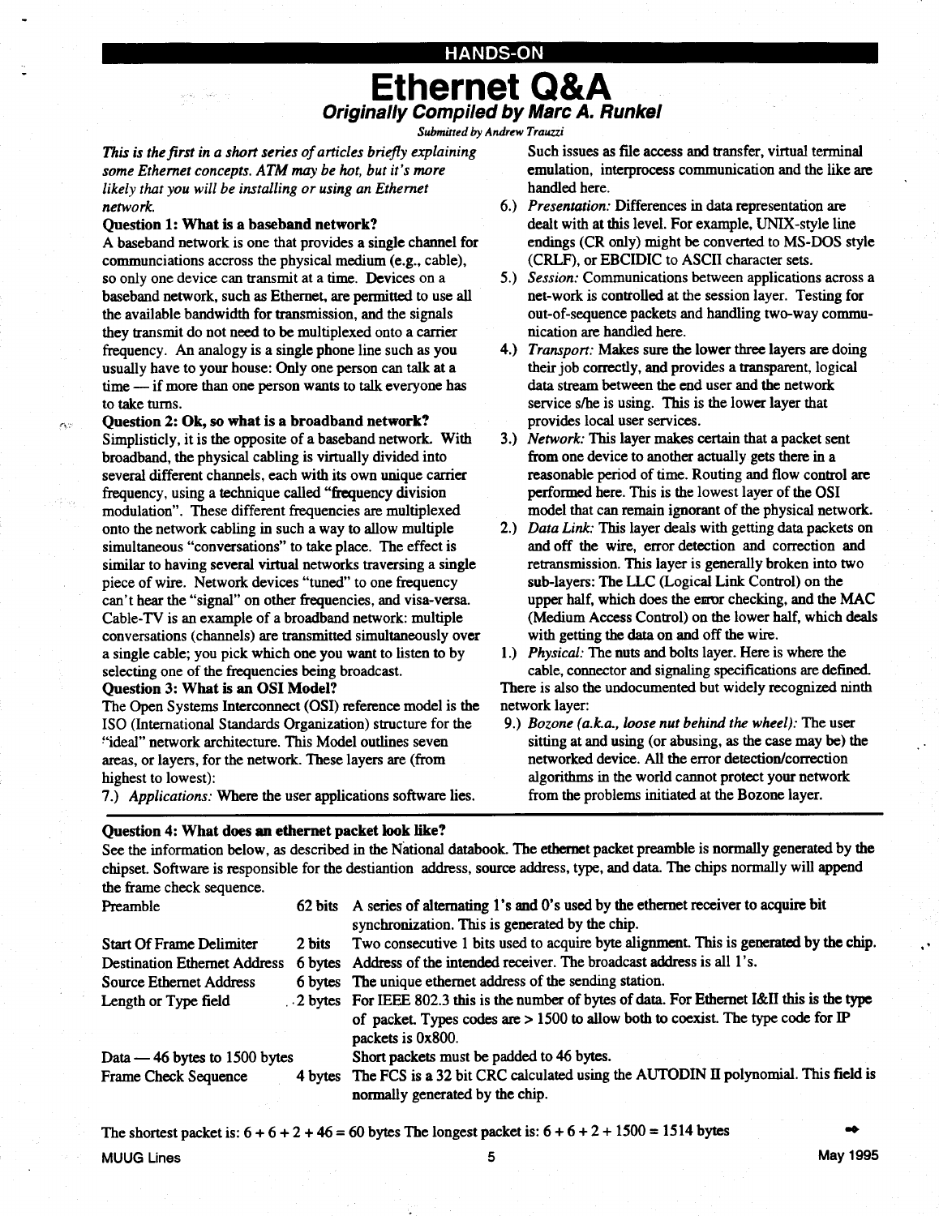HANDS-ON

# Ethernet Q&A

## *Originally Compiled by Marc A. Runkel*

*Submitted by Andrew Trauzzi*

*This is the first in a short series of articles briefly explaining some Ethernet concepts. ATM may be hot, but it's more likely that you will be installing or using an Ethernet network.*

**Question 1: What is a baseband network?**

A baseband network is one that provides a single channel for communciations accross the physical medium (e.g., cable), so only one device can transmit at a time. Devices on a baseband network, such as Ethernet, are permitted to use all the available bandwidth for transmission, and the signals they transmit do not need to be multiplexed onto a carrier frequency. An analogy is a single phone line such as you usually have to your house: Only one person can talk at a time — if more than one person wants to talk everyone has to take turns.

**Question 2: Ok, so what is a broadband network?**

Simplisticly, it is the opposite of a baseband network. With broadband, the physical cabling is virtually divided into several different channels, each with its own unique carrier frequency, using a technique called "frequency division modulation". These different frequencies are multiplexed onto the network cabling in such a way to allow multiple simultaneous "conversations" to take place. The effect is similar to having several virtual networks traversing a single piece of wire. Network devices "tuned" to one frequency can't hear the "signal" on other frequencies, and visa-versa. Cable-TV is an example of a broadband network: multiple conversations (channels) are transmitted simultaneously over a single cable; you pick which one you want to listen to by selecting one of the frequencies being broadcast.

**Question 3: What is an OSI Model?**

The Open Systems Interconnect (OSI) reference model is the ISO (International Standards Organization) structure for the "ideal" network architecture. This Model outlines seven areas, or layers, for the network. These layers are (from highest to lowest):

7.) *Applications:* Where the user applications software lies. Such issues as file access and transfer, virtual terminal emulation, interprocess communication and the like are handled here.

6.) *Presentation:* Differences in data representation are dealt with at this level. For example, UNIX-style line endings (CR only) might be converted to MS-DOS style (CRLF), or EBCIDIC to ASCII character sets.

5.) *Session:* Communications between applications across a net-work is controlled at the session layer. Testing for out-of-sequence packets and handling two-way communication are handled here.

4.) *Transport:* Makes sure the lower three layers are doing their job correctly, and provides a transparent, logical data stream between the end user and the network service s/he is using. This is the lower layer that provides local user services.

3.) *Network:* This layer makes certain that a packet sent from one device to another actually gets there in a reasonable period of time. Routing and flow control are performed here. This is the lowest layer of the OSI model that can remain ignorant of the physical network.

2.) *Data Link:* This layer deals with getting data packets on and off the wire, error detection and correction and retransmission. This layer is generally broken into two sub-layers: The LLC (Logical Link Control) on the upper half, which does the error checking, and the MAC (Medium Access Control) on the lower half, which deals with getting the data on and off the wire.

1.) *Physical:* The nuts and bolts layer. Here is where the cable, connector and signaling specifications are defined.

There is also the undocumented but widely recognized ninth network layer:

9.) *Bozone (a.k.a., loose nut behind the wheel):* The user sitting at and using (or abusing, as the case may be) the networked device. All the error detection/correction algorithms in the world cannot protect your network from the problems initiated at the Bozone layer.

**Question 4: What does an ethernet packet look like?**

See the information below, as described in the National databook. The ethernet packet preamble is normally generated by the chipset. Software is responsible for the destiantion address, source address, type, and data. The chips normally will append the frame check sequence.

| Field | Size | Description |
|---|---|---|
| Preamble | 62 bits | A series of alternating 1's and 0's used by the ethernet receiver to acquire bit synchronization. This is generated by the chip. |
| Start Of Frame Delimiter | 2 bits | Two consecutive 1 bits used to acquire byte alignment. This is generated by the chip. |
| Destination Ethernet Address | 6 bytes | Address of the intended receiver. The broadcast address is all 1's. |
| Source Ethernet Address | 6 bytes | The unique ethernet address of the sending station. |
| Length or Type field | 2 bytes | For IEEE 802.3 this is the number of bytes of data. For Ethernet I&II this is the type of packet. Types codes are > 1500 to allow both to coexist. The type code for IP packets is 0x800. |
| Data — 46 bytes to 1500 bytes | | Short packets must be padded to 46 bytes. |
| Frame Check Sequence | 4 bytes | The FCS is a 32 bit CRC calculated using the AUTODIN II polynomial. This field is normally generated by the chip. |

The shortest packet is: $6 + 6 + 2 + 46 = 60$ bytes The longest packet is: $6 + 6 + 2 + 1500 = 1514$ bytes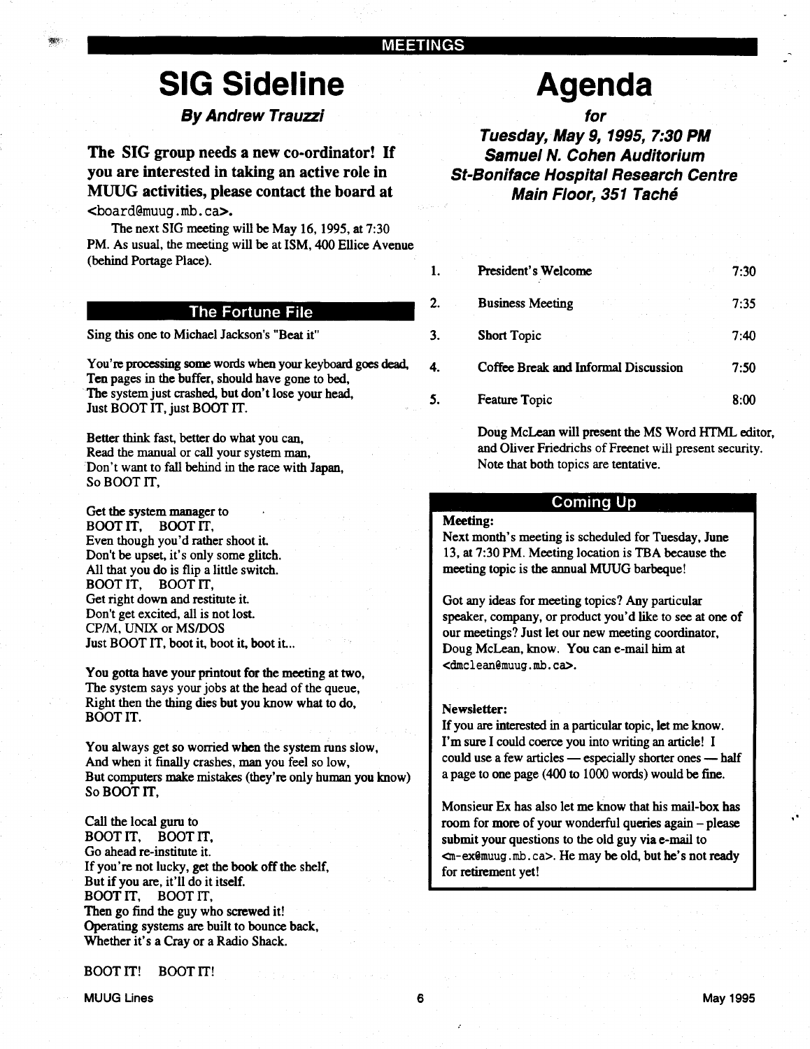MEETINGS

# SIG Sideline

***By Andrew Trauzzi***

**The SIG group needs a new co-ordinator! If you are interested in taking an active role in MUUG activities, please contact the board at** <board@muug.mb.ca>.

The next SIG meeting will be May 16, 1995, at 7:30 PM. As usual, the meeting will be at ISM, 400 Ellice Avenue (behind Portage Place).

## The Fortune File

Sing this one to Michael Jackson's "Beat it"

You're processing some words when your keyboard goes dead,
Ten pages in the buffer, should have gone to bed,
The system just crashed, but don't lose your head,
Just BOOT IT, just BOOT IT.

Better think fast, better do what you can,
Read the manual or call your system man,
Don't want to fall behind in the race with Japan,
So BOOT IT,

Get the system manager to
BOOT IT, BOOT IT,
Even though you'd rather shoot it.
Don't be upset, it's only some glitch.
All that you do is flip a little switch.
BOOT IT, BOOT IT,
Get right down and restitute it.
Don't get excited, all is not lost.
CP/M, UNIX or MS/DOS
Just BOOT IT, boot it, boot it, boot it...

You gotta have your printout for the meeting at two,
The system says your jobs at the head of the queue,
Right then the thing dies but you know what to do,
BOOT IT.

You always get so worried when the system runs slow,
And when it finally crashes, man you feel so low,
But computers make mistakes (they're only human you know)
So BOOT IT,

Call the local guru to
BOOT IT, BOOT IT,
Go ahead re-institute it.
If you're not lucky, get the book off the shelf,
But if you are, it'll do it itself.
BOOT IT, BOOT IT,
Then go find the guy who screwed it!
Operating systems are built to bounce back,
Whether it's a Cray or a Radio Shack.

BOOT IT! BOOT IT!

# Agenda

***for***

***Tuesday, May 9, 1995, 7:30 PM***
***Samuel N. Cohen Auditorium***
***St-Boniface Hospital Research Centre***
***Main Floor, 351 Taché***

| | | |
|---|---|---|
| 1. | President's Welcome | 7:30 |
| 2. | Business Meeting | 7:35 |
| 3. | Short Topic | 7:40 |
| 4. | Coffee Break and Informal Discussion | 7:50 |
| 5. | Feature Topic | 8:00 |

Doug McLean will present the MS Word HTML editor, and Oliver Friedrichs of Freenet will present security. Note that both topics are tentative.

## Coming Up

**Meeting:**
Next month's meeting is scheduled for Tuesday, June 13, at 7:30 PM. Meeting location is TBA because the meeting topic is the annual MUUG barbeque!

Got any ideas for meeting topics? Any particular speaker, company, or product you'd like to see at one of our meetings? Just let our new meeting coordinator, Doug McLean, know. You can e-mail him at <dmclean@muug.mb.ca>.

**Newsletter:**
If you are interested in a particular topic, let me know. I'm sure I could coerce you into writing an article! I could use a few articles — especially shorter ones — half a page to one page (400 to 1000 words) would be fine.

Monsieur Ex has also let me know that his mail-box has room for more of your wonderful queries again – please submit your questions to the old guy via e-mail to <m-ex@muug.mb.ca>. He may be old, but he's not ready for retirement yet!